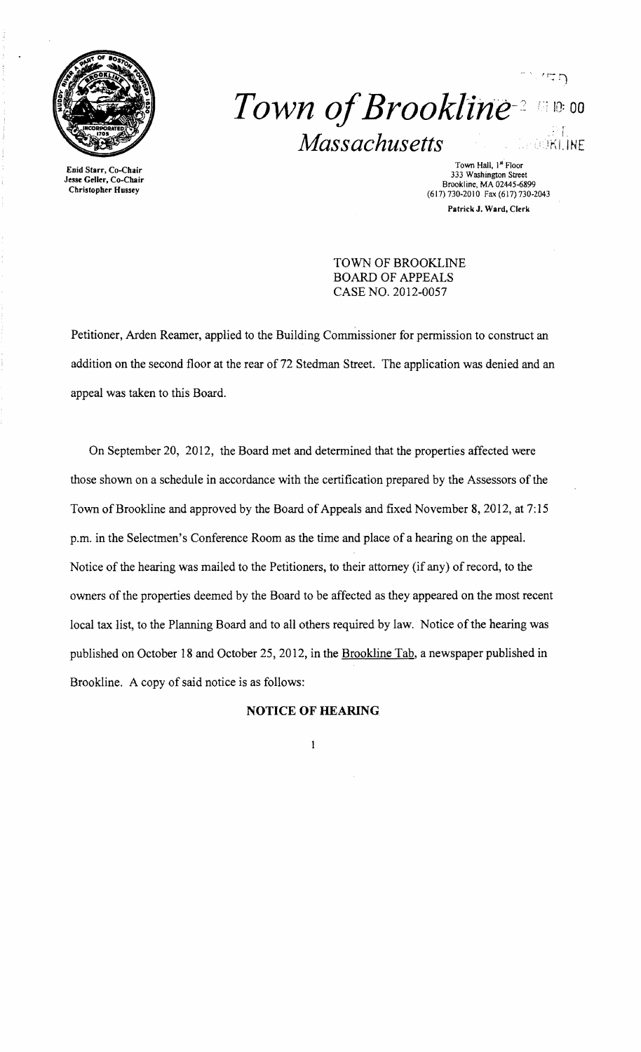# *Town of Brookline*

## *Massachusetts*

Enid Starr, Co-Chair
Jesse Geller, Co-Chair
Christopher Hussey

Town Hall, 1st Floor
333 Washington Street
Brookline, MA 02445-6899
(617) 730-2010 Fax (617) 730-2043

Patrick J. Ward, Clerk

TOWN OF BROOKLINE
BOARD OF APPEALS
CASE NO. 2012-0057

Petitioner, Arden Reamer, applied to the Building Commissioner for permission to construct an addition on the second floor at the rear of 72 Stedman Street. The application was denied and an appeal was taken to this Board.

On September 20, 2012, the Board met and determined that the properties affected were those shown on a schedule in accordance with the certification prepared by the Assessors of the Town of Brookline and approved by the Board of Appeals and fixed November 8, 2012, at 7:15 p.m. in the Selectmen's Conference Room as the time and place of a hearing on the appeal. Notice of the hearing was mailed to the Petitioners, to their attorney (if any) of record, to the owners of the properties deemed by the Board to be affected as they appeared on the most recent local tax list, to the Planning Board and to all others required by law. Notice of the hearing was published on October 18 and October 25, 2012, in the Brookline Tab, a newspaper published in Brookline. A copy of said notice is as follows:

**NOTICE OF HEARING**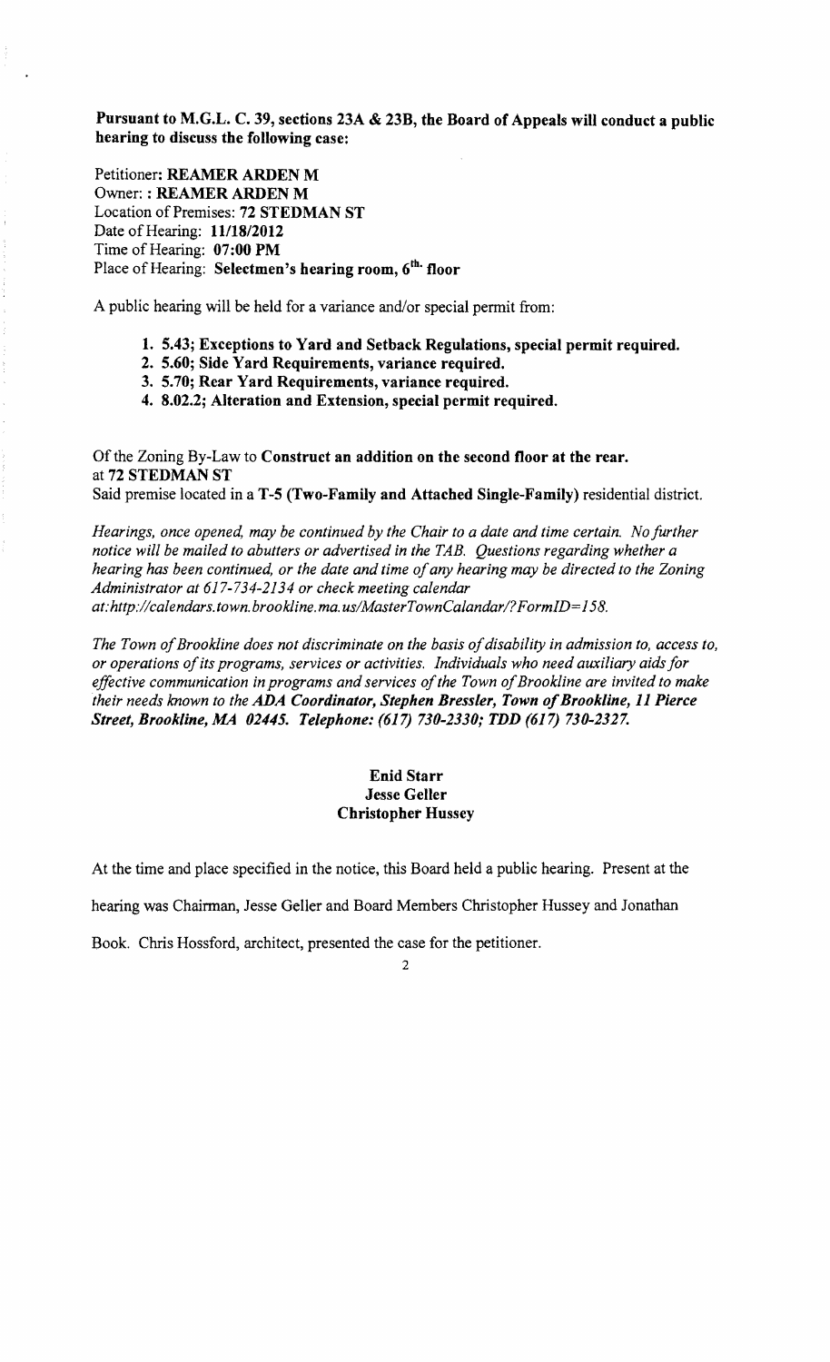**Pursuant to M.G.L. C. 39, sections 23A & 23B, the Board of Appeals will conduct a public hearing to discuss the following case:**

Petitioner: **REAMER ARDEN M**
Owner: : **REAMER ARDEN M**
Location of Premises: **72 STEDMAN ST**
Date of Hearing: **11/18/2012**
Time of Hearing: **07:00 PM**
Place of Hearing: **Selectmen's hearing room, 6th. floor**

A public hearing will be held for a variance and/or special permit from:

1. **5.43; Exceptions to Yard and Setback Regulations, special permit required.**
2. **5.60; Side Yard Requirements, variance required.**
3. **5.70; Rear Yard Requirements, variance required.**
4. **8.02.2; Alteration and Extension, special permit required.**

Of the Zoning By-Law to **Construct an addition on the second floor at the rear.** at **72 STEDMAN ST**
Said premise located in a **T-5 (Two-Family and Attached Single-Family)** residential district.

*Hearings, once opened, may be continued by the Chair to a date and time certain. No further notice will be mailed to abutters or advertised in the TAB. Questions regarding whether a hearing has been continued, or the date and time of any hearing may be directed to the Zoning Administrator at 617-734-2134 or check meeting calendar at:http://calendars.town.brookline.ma.us/MasterTownCalandar/?FormID=158.*

*The Town of Brookline does not discriminate on the basis of disability in admission to, access to, or operations of its programs, services or activities. Individuals who need auxiliary aids for effective communication in programs and services of the Town of Brookline are invited to make their needs known to the* ***ADA Coordinator, Stephen Bressler, Town of Brookline, 11 Pierce Street, Brookline, MA 02445. Telephone: (617) 730-2330; TDD (617) 730-2327.***

**Enid Starr**
**Jesse Geller**
**Christopher Hussey**

At the time and place specified in the notice, this Board held a public hearing. Present at the hearing was Chairman, Jesse Geller and Board Members Christopher Hussey and Jonathan Book. Chris Hossford, architect, presented the case for the petitioner.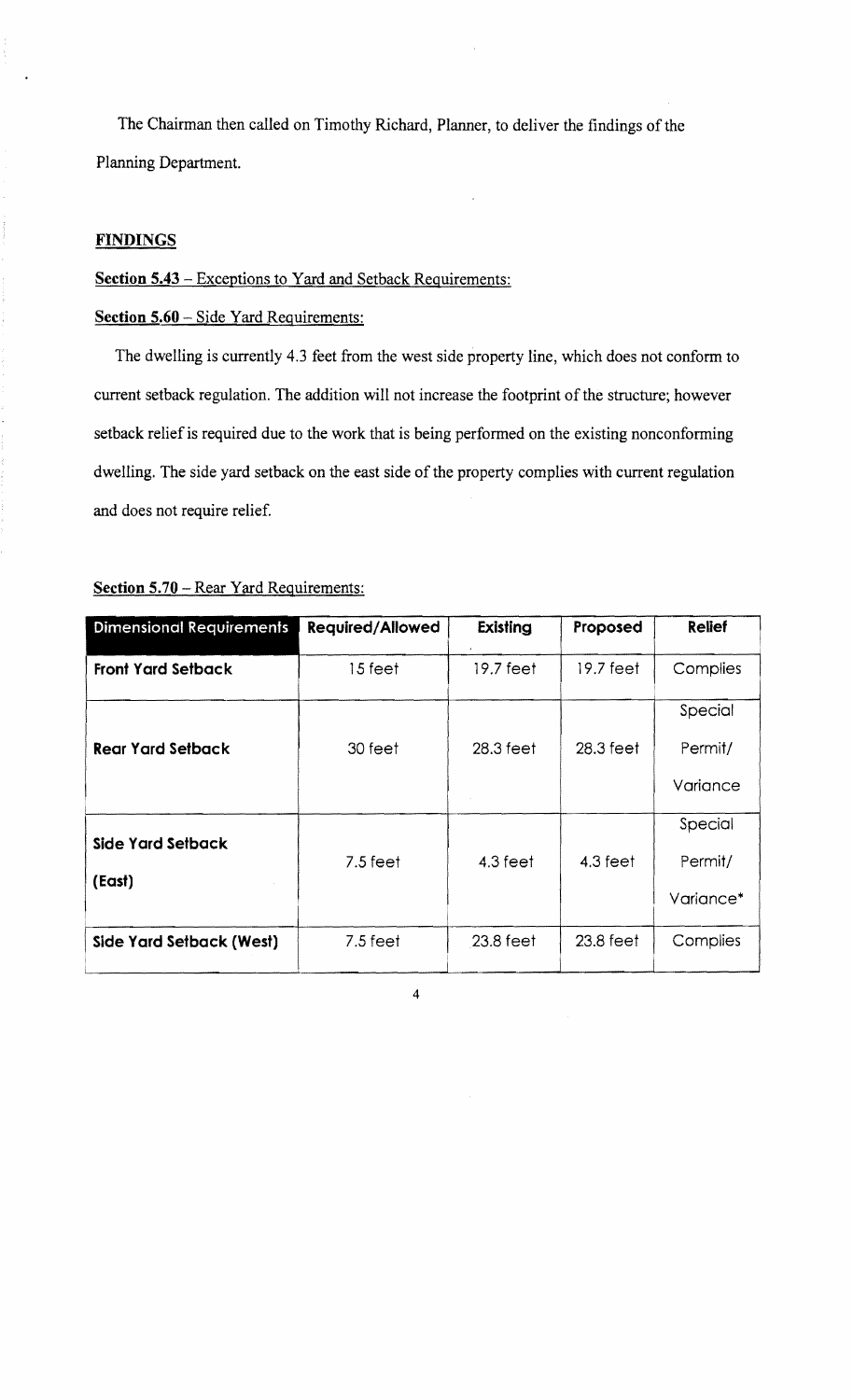The Chairman then called on Timothy Richard, Planner, to deliver the findings of the Planning Department.

## FINDINGS

**Section 5.43** – Exceptions to Yard and Setback Requirements:

**Section 5.60** – Side Yard Requirements:

The dwelling is currently 4.3 feet from the west side property line, which does not conform to current setback regulation. The addition will not increase the footprint of the structure; however setback relief is required due to the work that is being performed on the existing nonconforming dwelling. The side yard setback on the east side of the property complies with current regulation and does not require relief.

**Section 5.70** – Rear Yard Requirements:

| Dimensional Requirements | Required/Allowed | Existing | Proposed | Relief |
|---|---|---|---|---|
| **Front Yard Setback** | 15 feet | 19.7 feet | 19.7 feet | Complies |
| **Rear Yard Setback** | 30 feet | 28.3 feet | 28.3 feet | Special Permit/ Variance |
| **Side Yard Setback (East)** | 7.5 feet | 4.3 feet | 4.3 feet | Special Permit/ Variance* |
| **Side Yard Setback (West)** | 7.5 feet | 23.8 feet | 23.8 feet | Complies |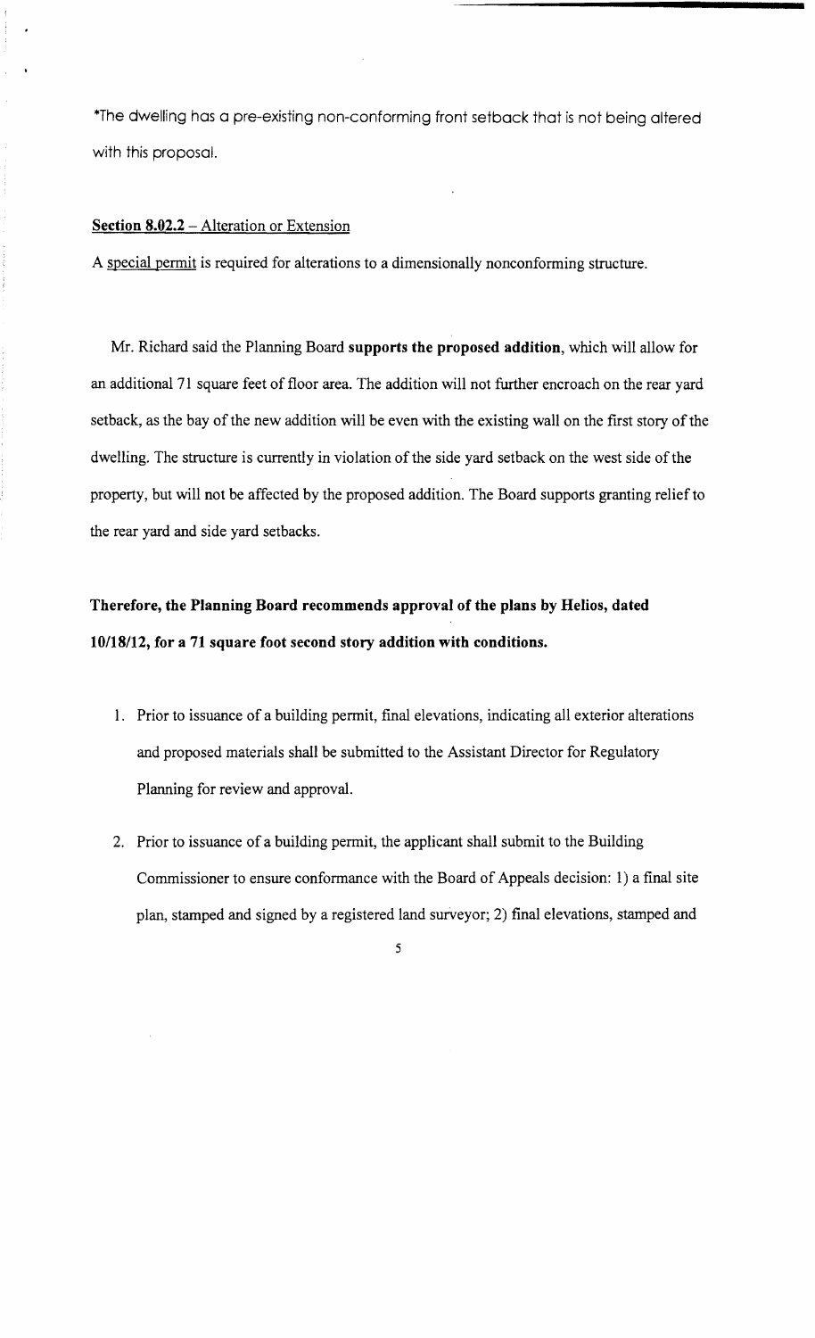*The dwelling has a pre-existing non-conforming front setback that is not being altered with this proposal.

**Section 8.02.2** – Alteration or Extension

A special permit is required for alterations to a dimensionally nonconforming structure.

Mr. Richard said the Planning Board **supports the proposed addition**, which will allow for an additional 71 square feet of floor area. The addition will not further encroach on the rear yard setback, as the bay of the new addition will be even with the existing wall on the first story of the dwelling. The structure is currently in violation of the side yard setback on the west side of the property, but will not be affected by the proposed addition. The Board supports granting relief to the rear yard and side yard setbacks.

**Therefore, the Planning Board recommends approval of the plans by Helios, dated 10/18/12, for a 71 square foot second story addition with conditions.**

1. Prior to issuance of a building permit, final elevations, indicating all exterior alterations and proposed materials shall be submitted to the Assistant Director for Regulatory Planning for review and approval.

2. Prior to issuance of a building permit, the applicant shall submit to the Building Commissioner to ensure conformance with the Board of Appeals decision: 1) a final site plan, stamped and signed by a registered land surveyor; 2) final elevations, stamped and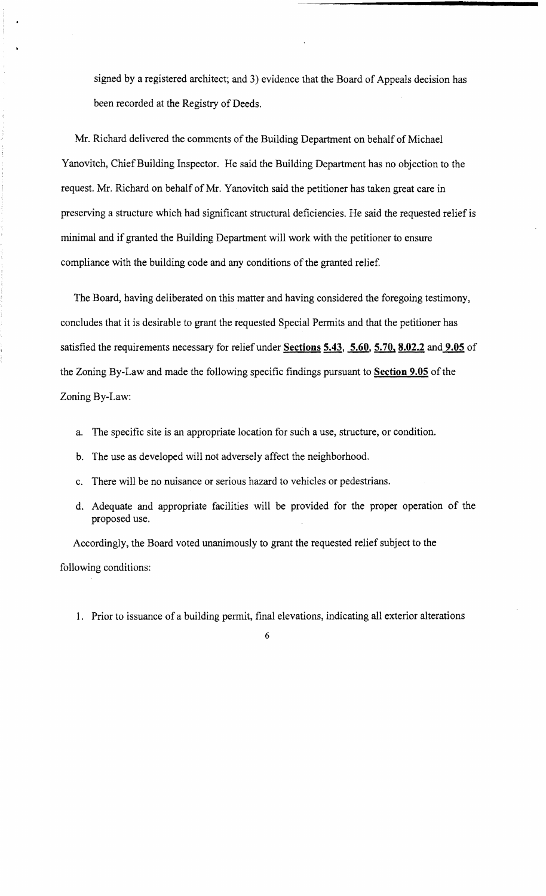signed by a registered architect; and 3) evidence that the Board of Appeals decision has been recorded at the Registry of Deeds.

Mr. Richard delivered the comments of the Building Department on behalf of Michael Yanovitch, Chief Building Inspector. He said the Building Department has no objection to the request. Mr. Richard on behalf of Mr. Yanovitch said the petitioner has taken great care in preserving a structure which had significant structural deficiencies. He said the requested relief is minimal and if granted the Building Department will work with the petitioner to ensure compliance with the building code and any conditions of the granted relief.

The Board, having deliberated on this matter and having considered the foregoing testimony, concludes that it is desirable to grant the requested Special Permits and that the petitioner has satisfied the requirements necessary for relief under **Sections 5.43**, **5.60**, **5.70**, **8.02.2** and **9.05** of the Zoning By-Law and made the following specific findings pursuant to **Section 9.05** of the Zoning By-Law:

a. The specific site is an appropriate location for such a use, structure, or condition.

b. The use as developed will not adversely affect the neighborhood.

c. There will be no nuisance or serious hazard to vehicles or pedestrians.

d. Adequate and appropriate facilities will be provided for the proper operation of the proposed use.

Accordingly, the Board voted unanimously to grant the requested relief subject to the following conditions:

1. Prior to issuance of a building permit, final elevations, indicating all exterior alterations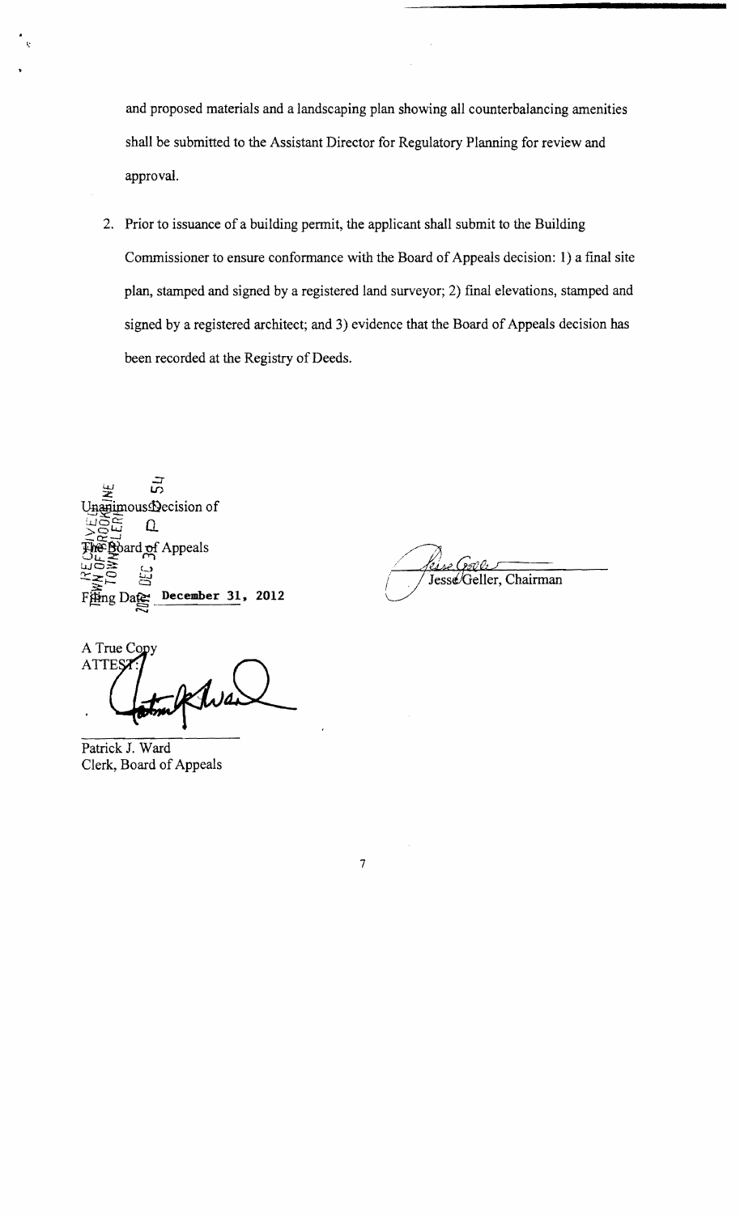and proposed materials and a landscaping plan showing all counterbalancing amenities shall be submitted to the Assistant Director for Regulatory Planning for review and approval.

2. Prior to issuance of a building permit, the applicant shall submit to the Building Commissioner to ensure conformance with the Board of Appeals decision: 1) a final site plan, stamped and signed by a registered land surveyor; 2) final elevations, stamped and signed by a registered architect; and 3) evidence that the Board of Appeals decision has been recorded at the Registry of Deeds.

Unanimous Decision of
The Board of Appeals

Filing Date: **December 31, 2012**

Jesse Geller, Chairman

A True Copy
ATTEST:

Patrick J. Ward
Clerk, Board of Appeals